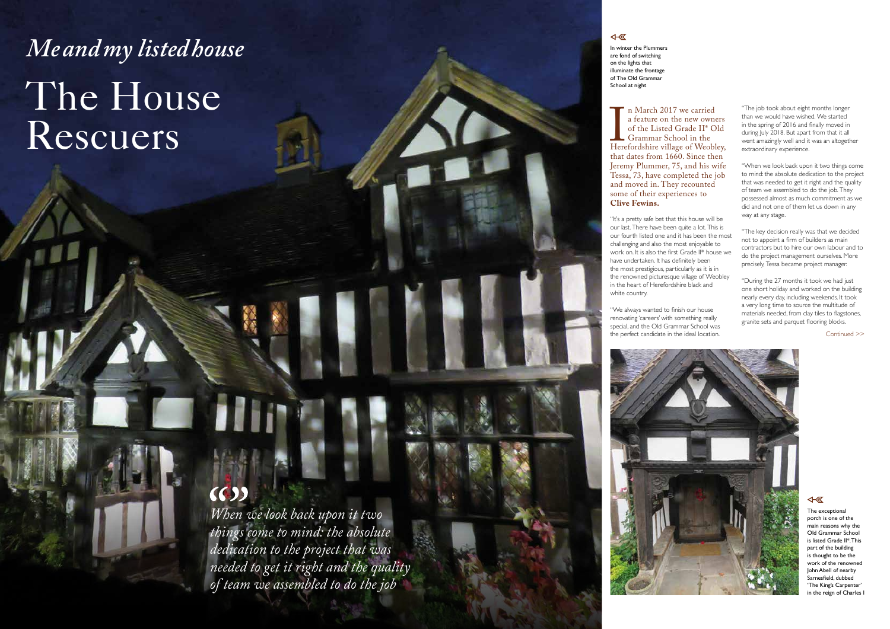*Me and my listed house*

# The House Rescuers

*When we look back upon it two things come to mind: the absolute dedication to the project that was needed to get it right and the quality of team we assembled to do the job*

In winter the Plummers are fond of switching on the lights that illuminate the frontage of The Old Grammar School at night

In March 2017 we carried a feature on the new owners of the Listed Grade II* Old Grammar School in the Herefordshire village of Weobley, that dates from 1660. Since then Jeremy Plummer, 75, and his wife Tessa, 73, have completed the job and moved in. They recounted some of their experiences to **Clive Fewins.**

"It's a pretty safe bet that this house will be our last. There have been quite a lot. This is our fourth listed one and it has been the most challenging and also the most enjoyable to work on. It is also the first Grade II* house we have undertaken. It has definitely been the most prestigious, particularly as it is in the renowned picturesque village of Weobley in the heart of Herefordshire black and white country.

"We always wanted to finish our house renovating 'careers' with something really special, and the Old Grammar School was the perfect candidate in the ideal location.

"The job took about eight months longer than we would have wished. We started in the spring of 2016 and finally moved in during July 2018. But apart from that it all went amazingly well and it was an altogether extraordinary experience.

"When we look back upon it two things come to mind: the absolute dedication to the project that was needed to get it right and the quality of team we assembled to do the job. They possessed almost as much commitment as we did and not one of them let us down in any way at any stage.

"The key decision really was that we decided not to appoint a firm of builders as main contractors but to hire our own labour and to do the project management ourselves. More precisely, Tessa became project manager.

"During the 27 months it took we had just one short holiday and worked on the building nearly every day, including weekends. It took a very long time to source the multitude of materials needed, from clay tiles to flagstones, granite sets and parquet flooring blocks.

Continued >>

The exceptional porch is one of the main reasons why the Old Grammar School is listed Grade II*. This part of the building is thought to be the work of the renowned John Abell of nearby Sarnesfield, dubbed 'The King's Carpenter' in the reign of Charles I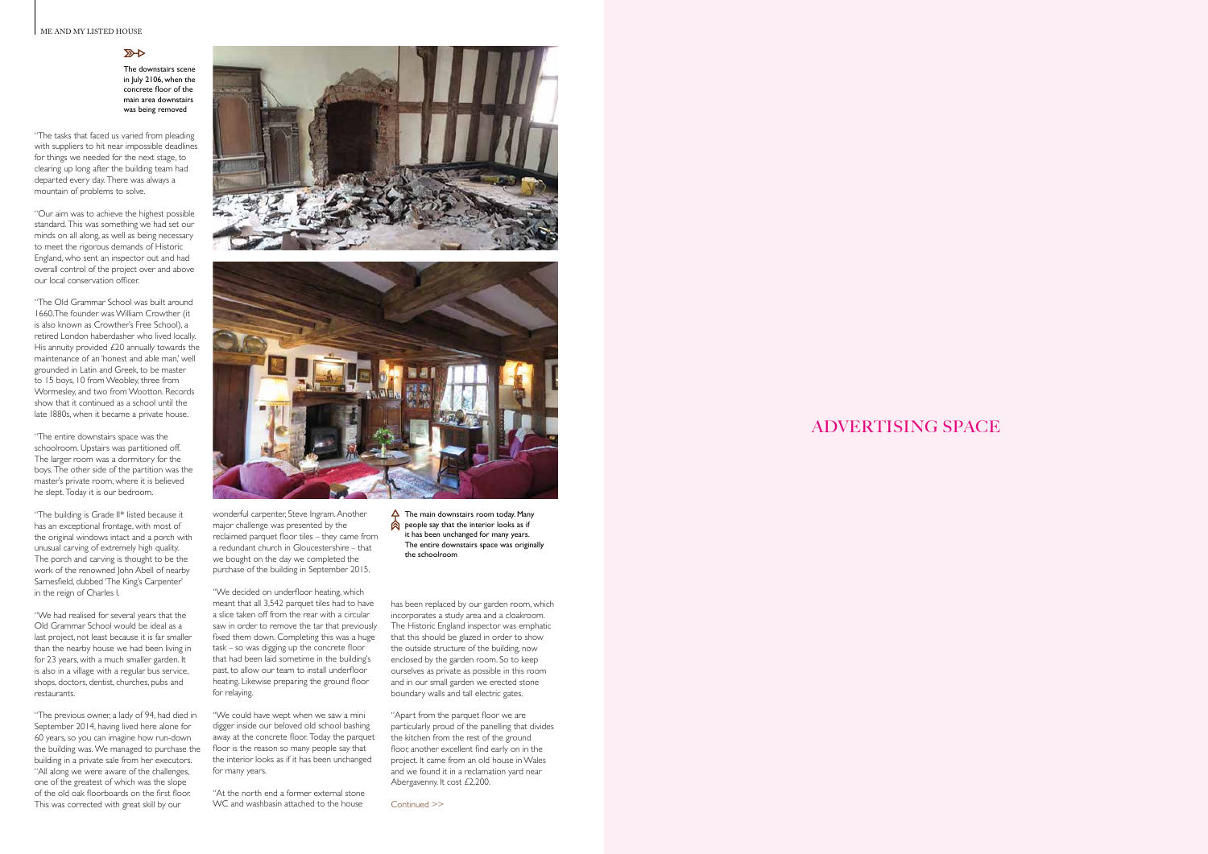The downstairs scene in July 2106, when the concrete floor of the main area downstairs was being removed

"The tasks that faced us varied from pleading with suppliers to hit near impossible deadlines for things we needed for the next stage, to clearing up long after the building team had departed every day. There was always a mountain of problems to solve.

"Our aim was to achieve the highest possible standard. This was something we had set our minds on all along, as well as being necessary to meet the rigorous demands of Historic England, who sent an inspector out and had overall control of the project over and above our local conservation officer.

"The Old Grammar School was built around 1660. The founder was William Crowther (it is also known as Crowther's Free School), a retired London haberdasher who lived locally. His annuity provided £20 annually towards the maintenance of an 'honest and able man,' well grounded in Latin and Greek, to be master to 15 boys, 10 from Weobley, three from Wormesley, and two from Wootton. Records show that it continued as a school until the late 1880s, when it became a private house.

"The entire downstairs space was the schoolroom. Upstairs was partitioned off. The larger room was a dormitory for the boys. The other side of the partition was the master's private room, where it is believed he slept. Today it is our bedroom.

"The building is Grade II* listed because it has an exceptional frontage, with most of the original windows intact and a porch with unusual carving of extremely high quality. The porch and carving is thought to be the work of the renowned John Abell of nearby Sarnesfield, dubbed 'The King's Carpenter' in the reign of Charles I.

"We had realised for several years that the Old Grammar School would be ideal as a last project, not least because it is far smaller than the nearby house we had been living in for 23 years, with a much smaller garden. It is also in a village with a regular bus service, shops, doctors, dentist, churches, pubs and restaurants.

"The previous owner, a lady of 94, had died in September 2014, having lived here alone for 60 years, so you can imagine how run-down the building was. We managed to purchase the building in a private sale from her executors. "All along we were aware of the challenges, one of the greatest of which was the slope of the old oak floorboards on the first floor. This was corrected with great skill by our wonderful carpenter, Steve Ingram. Another major challenge was presented by the reclaimed parquet floor tiles – they came from a redundant church in Gloucestershire – that we bought on the day we completed the purchase of the building in September 2015.

"We decided on underfloor heating, which meant that all 3,542 parquet tiles had to have a slice taken off from the rear with a circular saw in order to remove the tar that previously fixed them down. Completing this was a huge task – so was digging up the concrete floor that had been laid sometime in the building's past, to allow our team to install underfloor heating. Likewise preparing the ground floor for relaying.

"We could have wept when we saw a mini digger inside our beloved old school bashing away at the concrete floor. Today the parquet floor is the reason so many people say that the interior looks as if it has been unchanged for many years.

"At the north end a former external stone WC and washbasin attached to the house has been replaced by our garden room, which incorporates a study area and a cloakroom. The Historic England inspector was emphatic that this should be glazed in order to show the outside structure of the building, now enclosed by the garden room. So to keep ourselves as private as possible in this room and in our small garden we erected stone boundary walls and tall electric gates.

"Apart from the parquet floor we are particularly proud of the panelling that divides the kitchen from the rest of the ground floor, another excellent find early on in the project. It came from an old house in Wales and we found it in a reclamation yard near Abergavenny. It cost £2,200.

The main downstairs room today. Many people say that the interior looks as if it has been unchanged for many years. The entire downstairs space was originally the schoolroom

Continued >>

ADVERTISING SPACE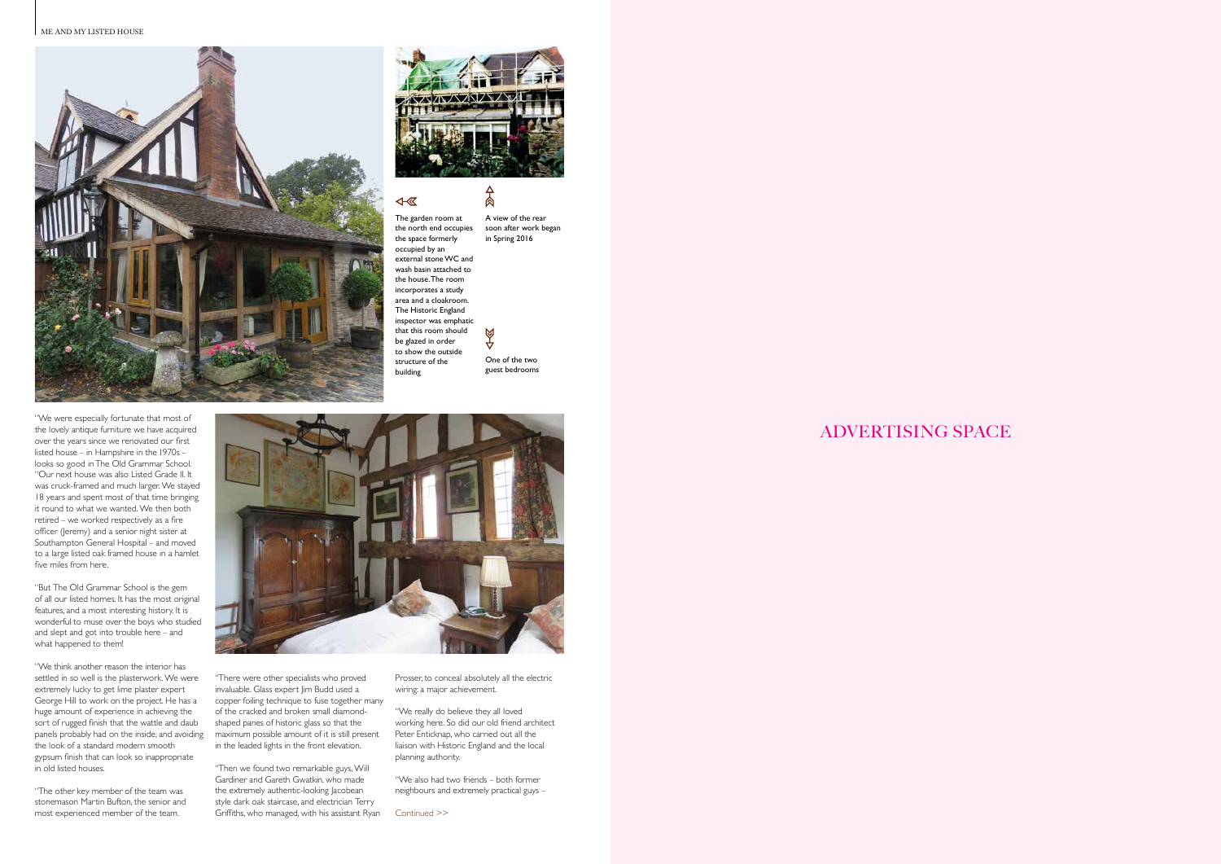The garden room at the north end occupies the space formerly occupied by an external stone WC and wash basin attached to the house. The room incorporates a study area and a cloakroom. The Historic England inspector was emphatic that this room should be glazed in order to show the outside structure of the building

A view of the rear soon after work began in Spring 2016

One of the two guest bedrooms

"We were especially fortunate that most of the lovely antique furniture we have acquired over the years since we renovated our first listed house – in Hampshire in the 1970s – looks so good in The Old Grammar School. "Our next house was also Listed Grade II. It was cruck-framed and much larger. We stayed 18 years and spent most of that time bringing it round to what we wanted. We then both retired – we worked respectively as a fire officer (Jeremy) and a senior night sister at Southampton General Hospital – and moved to a large listed oak framed house in a hamlet five miles from here.

"But The Old Grammar School is the gem of all our listed homes. It has the most original features, and a most interesting history. It is wonderful to muse over the boys who studied and slept and got into trouble here – and what happened to them!

"We think another reason the interior has settled in so well is the plasterwork. We were extremely lucky to get lime plaster expert George Hill to work on the project. He has a huge amount of experience in achieving the sort of rugged finish that the wattle and daub panels probably had on the inside, and avoiding the look of a standard modern smooth gypsum finish that can look so inappropriate in old listed houses.

"The other key member of the team was stonemason Martin Bufton, the senior and most experienced member of the team.

"There were other specialists who proved invaluable. Glass expert Jim Budd used a copper foiling technique to fuse together many of the cracked and broken small diamond-shaped panes of historic glass so that the maximum possible amount of it is still present in the leaded lights in the front elevation.

"Then we found two remarkable guys, Will Gardiner and Gareth Gwatkin, who made the extremely authentic-looking Jacobean style dark oak staircase, and electrician Terry Griffiths, who managed, with his assistant Ryan Prosser, to conceal absolutely all the electric wiring: a major achievement.

"We really do believe they all loved working here. So did our old friend architect Peter Enticknap, who carried out all the liaison with Historic England and the local planning authority.

"We also had two friends – both former neighbours and extremely practical guys –

Continued >>

ADVERTISING SPACE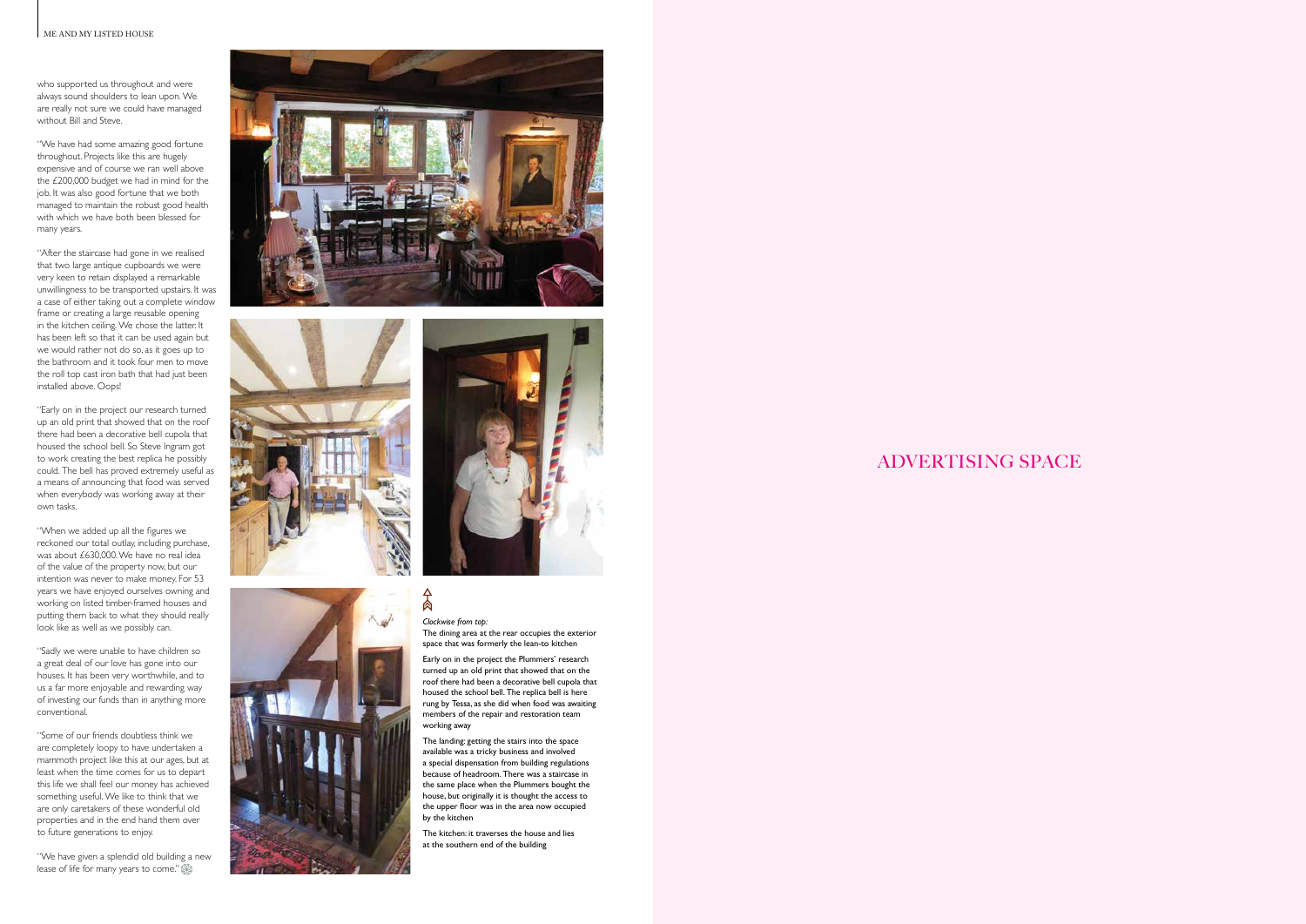who supported us throughout and were always sound shoulders to lean upon. We are really not sure we could have managed without Bill and Steve.

"We have had some amazing good fortune throughout. Projects like this are hugely expensive and of course we ran well above the £200,000 budget we had in mind for the job. It was also good fortune that we both managed to maintain the robust good health with which we have both been blessed for many years.

"After the staircase had gone in we realised that two large antique cupboards we were very keen to retain displayed a remarkable unwillingness to be transported upstairs. It was a case of either taking out a complete window frame or creating a large reusable opening in the kitchen ceiling. We chose the latter. It has been left so that it can be used again but we would rather not do so, as it goes up to the bathroom and it took four men to move the roll top cast iron bath that had just been installed above. Oops!

"Early on in the project our research turned up an old print that showed that on the roof there had been a decorative bell cupola that housed the school bell. So Steve Ingram got to work creating the best replica he possibly could. The bell has proved extremely useful as a means of announcing that food was served when everybody was working away at their own tasks.

"When we added up all the figures we reckoned our total outlay, including purchase, was about £630,000. We have no real idea of the value of the property now, but our intention was never to make money. For 53 years we have enjoyed ourselves owning and working on listed timber-framed houses and putting them back to what they should really look like as well as we possibly can.

"Sadly we were unable to have children so a great deal of our love has gone into our houses. It has been very worthwhile, and to us a far more enjoyable and rewarding way of investing our funds than in anything more conventional.

"Some of our friends doubtless think we are completely loopy to have undertaken a mammoth project like this at our ages, but at least when the time comes for us to depart this life we shall feel our money has achieved something useful. We like to think that we are only caretakers of these wonderful old properties and in the end hand them over to future generations to enjoy.

"We have given a splendid old building a new lease of life for many years to come."

*Clockwise from top:*

The dining area at the rear occupies the exterior space that was formerly the lean-to kitchen

Early on in the project the Plummers' research turned up an old print that showed that on the roof there had been a decorative bell cupola that housed the school bell. The replica bell is here rung by Tessa, as she did when food was awaiting members of the repair and restoration team working away

The landing: getting the stairs into the space available was a tricky business and involved a special dispensation from building regulations because of headroom. There was a staircase in the same place when the Plummers bought the house, but originally it is thought the access to the upper floor was in the area now occupied by the kitchen

The kitchen: it traverses the house and lies at the southern end of the building

ADVERTISING SPACE